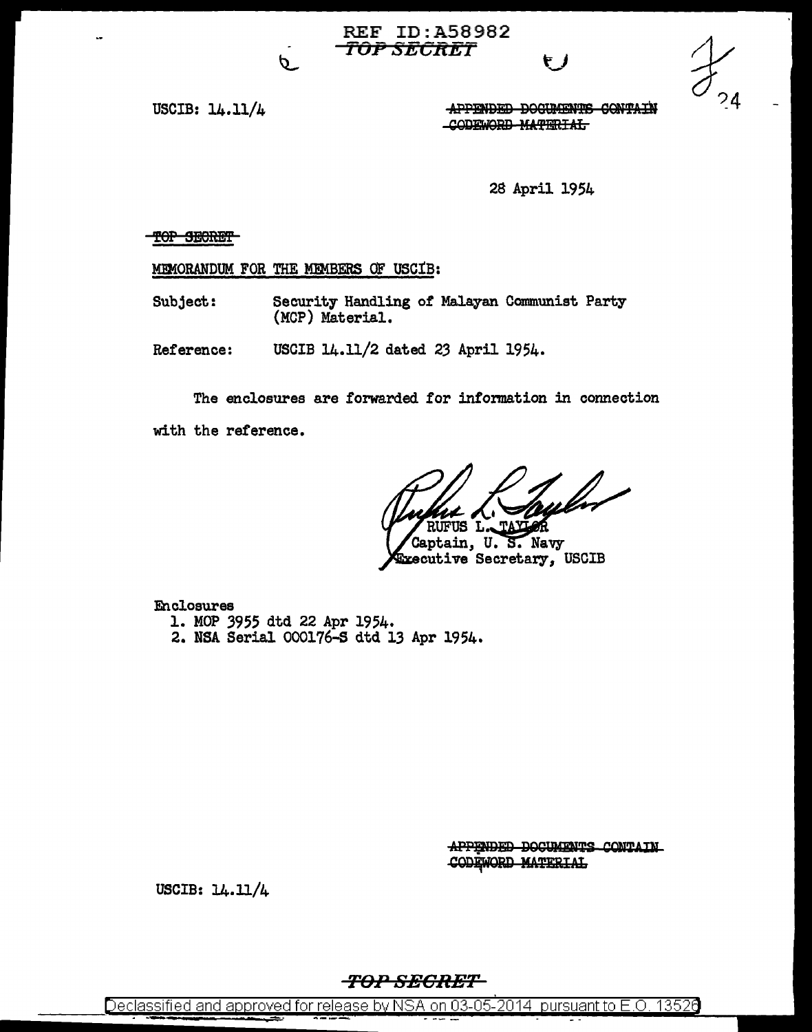REF ID:A58982

~~TOP SECRET~~

USCIB: 14.11/4

~~APPENDED DOCUMENTS CONTAIN CODEWORD MATERIAL~~

28 April 1954

~~TOP SECRET~~

MEMORANDUM FOR THE MEMBERS OF USCIB:

Subject: Security Handling of Malayan Communist Party (MCP) Material.

Reference: USCIB 14.11/2 dated 23 April 1954.

The enclosures are forwarded for information in connection with the reference.

RUFUS L. TAYLOR
Captain, U. S. Navy
Executive Secretary, USCIB

Enclosures
1. MOP 3955 dtd 22 Apr 1954.
2. NSA Serial 000176-S dtd 13 Apr 1954.

~~APPENDED DOCUMENTS CONTAIN CODEWORD MATERIAL~~

USCIB: 14.11/4

~~TOP SECRET~~

Declassified and approved for release by NSA on 03-05-2014 pursuant to E.O. 13526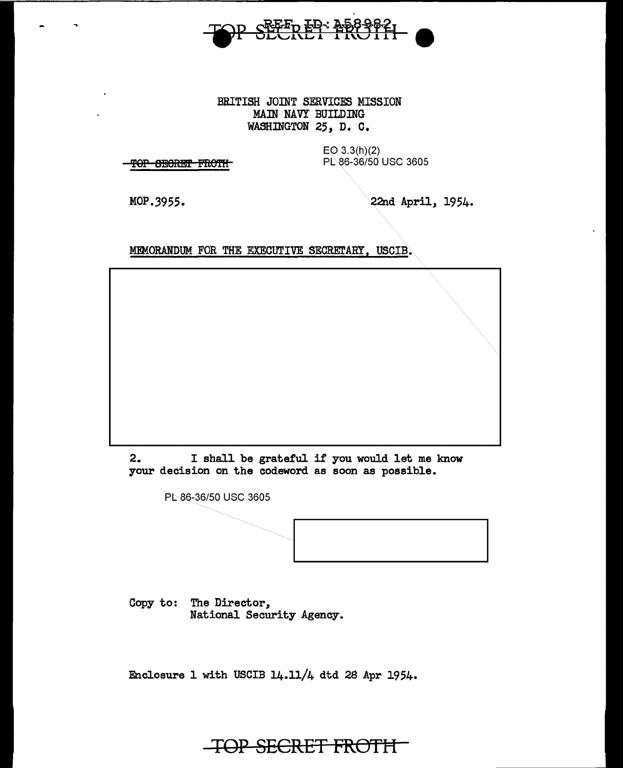BRITISH JOINT SERVICES MISSION
MAIN NAVY BUILDING
WASHINGTON 25, D. C.

~~TOP SECRET FROTH~~

EO 3.3(h)(2)
PL 86-36/50 USC 3605

MOP.3955.

22nd April, 1954.

MEMORANDUM FOR THE EXECUTIVE SECRETARY, USCIB.

2. I shall be grateful if you would let me know your decision on the codeword as soon as possible.

PL 86-36/50 USC 3605

Copy to: The Director,
National Security Agency.

Enclosure 1 with USCIB 14.11/4 dtd 28 Apr 1954.

~~TOP SECRET FROTH~~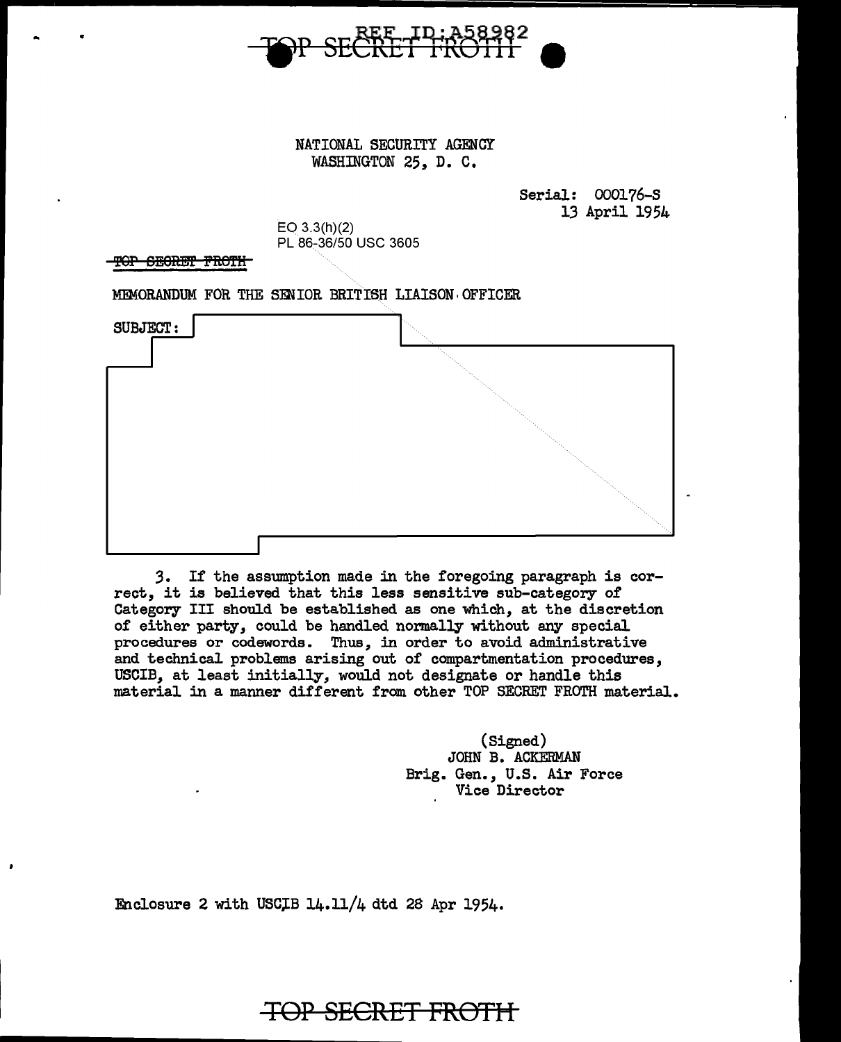REF ID:A58982

NATIONAL SECURITY AGENCY
WASHINGTON 25, D. C.

Serial: 000176-S
13 April 1954

EO 3.3(h)(2)
PL 86-36/50 USC 3605

~~TOP SECRET FROTH~~

MEMORANDUM FOR THE SENIOR BRITISH LIAISON OFFICER

SUBJECT:

3. If the assumption made in the foregoing paragraph is correct, it is believed that this less sensitive sub-category of Category III should be established as one which, at the discretion of either party, could be handled normally without any special procedures or codewords. Thus, in order to avoid administrative and technical problems arising out of compartmentation procedures, USCIB, at least initially, would not designate or handle this material in a manner different from other TOP SECRET FROTH material.

(Signed)
JOHN B. ACKERMAN
Brig. Gen., U.S. Air Force
Vice Director

Enclosure 2 with USCIB 14.11/4 dtd 28 Apr 1954.